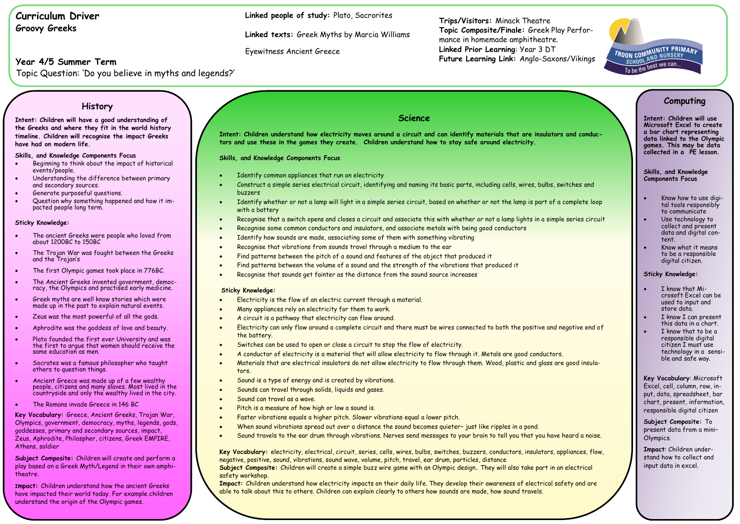# Curriculum Driver
## Groovy Greeks

**Year 4/5 Summer Term**

Topic Question: 'Do you believe in myths and legends?'

**Linked people of study:** Plato, Sacrorites

**Linked texts:** Greek Myths by Marcia Williams

Eyewitness Ancient Greece

**Trips/Visitors:** Minack Theatre
**Topic Composite/Finale:** Greek Play Performance in homemade amphitheatre.
**Linked Prior Learning**: Year 3 DT
**Future Learning Link:** Anglo-Saxons/Vikings

TROON COMMUNITY PRIMARY SCHOOL AND NURSERY
To be the best we can...

## History

**Intent: Children will have a good understanding of the Greeks and where they fit in the world history timeline. Children will recognise the impact Greeks have had on modern life.**

**Skills, and Knowledge Components Focus**

- Beginning to think about the impact of historical events/people.
- Understanding the difference between primary and secondary sources.
- Generate purposeful questions.
- Question why something happened and how it impacted people long term.

**Sticky Knowledge:**

- The ancient Greeks were people who loved from about 1200BC to 150BC
- The Trojan War was fought between the Greeks and the Trojan's
- The first Olympic games took place in 776BC.
- The Ancient Greeks invented government, democracy, the Olympics and practised early medicine.
- Greek myths are well know stories which were made up in the past to explain natural events.
- Zeus was the most powerful of all the gods.
- Aphrodite was the goddess of love and beauty.
- Plato founded the first ever University and was the first to argue that women should receive the same education as men.
- Socrates was a famous philosopher who taught others to question things.
- Ancient Greece was made up of a few wealthy people, citizens and many slaves. Most lived in the countryside and only the wealthy lived in the city.
- The Romans invade Greece in 146 BC

**Key Vocabulary:** Greece, Ancient Greeks, Trojan War, Olympics, government, democracy, myths, legends, gods, goddesses, primary and secondary sources, impact, Zeus, Aphrodite, Philospher, citizens, Greek EMPIRE, Athens, soldier

**Subject Composite:** Children will create and perform a play based on a Greek Myth/Legend in their own amphitheatre.

**Impact:** Children understand how the ancient Greeks have impacted their world today. For example children understand the origin of the Olympic games.

## Science

**Intent: Children understand how electricity moves around a circuit and can identify materials that are insulators and conductors and use these in the games they create. Children understand how to stay safe around electricity.**

**Skills, and Knowledge Components Focus**

- Identify common appliances that run on electricity
- Construct a simple series electrical circuit, identifying and naming its basic parts, including cells, wires, bulbs, switches and buzzers
- Identify whether or not a lamp will light in a simple series circuit, based on whether or not the lamp is part of a complete loop with a battery
- Recognise that a switch opens and closes a circuit and associate this with whether or not a lamp lights in a simple series circuit
- Recognise some common conductors and insulators, and associate metals with being good conductors
- Identify how sounds are made, associating some of them with something vibrating
- Recognise that vibrations from sounds travel through a medium to the ear
- Find patterns between the pitch of a sound and features of the object that produced it
- Find patterns between the volume of a sound and the strength of the vibrations that produced it
- Recognise that sounds get fainter as the distance from the sound source increases

**Sticky Knowledge:**

- Electricity is the flow of an electric current through a material.
- Many appliances rely on electricity for them to work.
- A circuit is a pathway that electricity can flow around.
- Electricity can only flow around a complete circuit and there must be wires connected to both the positive and negative end of the battery.
- Switches can be used to open or close a circuit to stop the flow of electricity.
- A conductor of electricity is a material that will allow electricity to flow through it. Metals are good conductors.
- Materials that are electrical insulators do not allow electricity to flow through them. Wood, plastic and glass are good insulators.
- Sound is a type of energy and is created by vibrations.
- Sounds can travel through solids, liquids and gases.
- Sound can travel as a wave.
- Pitch is a measure of how high or low a sound is.
- Faster vibrations equals a higher pitch. Slower vibrations equal a lower pitch.
- When sound vibrations spread out over a distance the sound becomes quieter– just like ripples in a pond.
- Sound travels to the ear drum through vibrations. Nerves send messages to your brain to tell you that you have heard a noise.

**Key Vocabulary:** electricity, electrical, circuit, series, cells, wires, bulbs, switches, buzzers, conductors, insulators, appliances, flow, negative, positive, sound, vibrations, sound wave, volume, pitch, travel, ear drum, particles, distance
**Subject Composite:** Children will create a simple buzz wire game with an Olympic design. They will also take part in an electrical safety workshop.
**Impact:** Children understand how electricity impacts on their daily life. They develop their awareness of electrical safety and are able to talk about this to others. Children can explain clearly to others how sounds are made, how sound travels.

## Computing

**Intent: Children will use Microsoft Excel to create a bar chart representing data linked to the Olympic games. This may be data collected in a PE lesson.**

**Skills, and Knowledge Components Focus**

- Know how to use digital tools responsibly to communicate
- Use technology to collect and present data and digital content.
- Know what it means to be a responsible digital citizen.

**Sticky Knowledge:**

- I know that Microsoft Excel can be used to input and store data.
- I know I can present this data in a chart.
- I know that to be a responsible digital citizen I must use technology in a sensible and safe way.

**Key Vocabulary**: Microsoft Excel, cell, column, row, input, data, spreadsheet, bar chart, present, information, responsible digital citizen

**Subject Composite:** To present data from a mini-Olympics.

**Impact**: Children understand how to collect and input data in excel.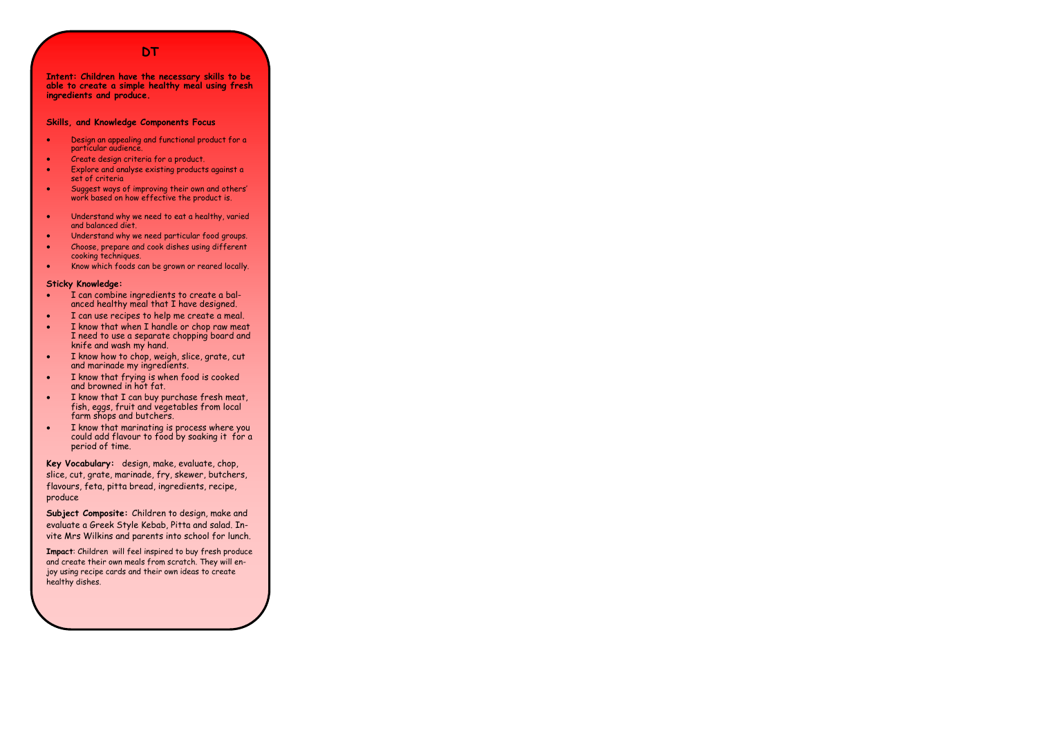# DT

**Intent: Children have the necessary skills to be able to create a simple healthy meal using fresh ingredients and produce.**

**Skills, and Knowledge Components Focus**

- Design an appealing and functional product for a particular audience.
- Create design criteria for a product.
- Explore and analyse existing products against a set of criteria
- Suggest ways of improving their own and others' work based on how effective the product is.

- Understand why we need to eat a healthy, varied and balanced diet.
- Understand why we need particular food groups.
- Choose, prepare and cook dishes using different cooking techniques.
- Know which foods can be grown or reared locally.

**Sticky Knowledge:**

- I can combine ingredients to create a balanced healthy meal that I have designed.
- I can use recipes to help me create a meal.
- I know that when I handle or chop raw meat I need to use a separate chopping board and knife and wash my hand.
- I know how to chop, weigh, slice, grate, cut and marinade my ingredients.
- I know that frying is when food is cooked and browned in hot fat.
- I know that I can buy purchase fresh meat, fish, eggs, fruit and vegetables from local farm shops and butchers.
- I know that marinating is process where you could add flavour to food by soaking it for a period of time.

**Key Vocabulary:** design, make, evaluate, chop, slice, cut, grate, marinade, fry, skewer, butchers, flavours, feta, pitta bread, ingredients, recipe, produce

**Subject Composite:** Children to design, make and evaluate a Greek Style Kebab, Pitta and salad. Invite Mrs Wilkins and parents into school for lunch.

**Impact**: Children will feel inspired to buy fresh produce and create their own meals from scratch. They will enjoy using recipe cards and their own ideas to create healthy dishes.